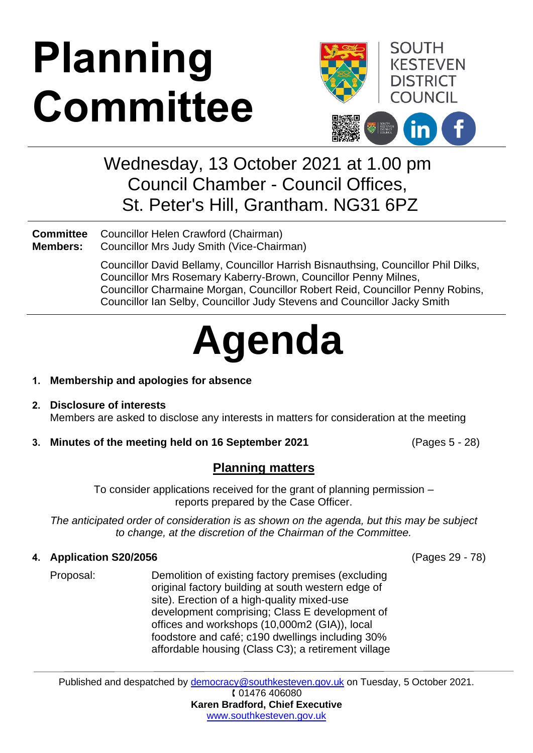# Planning Committee

SOUTH KESTEVEN DISTRICT COUNCIL

Wednesday, 13 October 2021 at 1.00 pm
Council Chamber - Council Offices,
St. Peter's Hill, Grantham. NG31 6PZ

**Committee Members:** Councillor Helen Crawford (Chairman)
Councillor Mrs Judy Smith (Vice-Chairman)

Councillor David Bellamy, Councillor Harrish Bisnauthsing, Councillor Phil Dilks, Councillor Mrs Rosemary Kaberry-Brown, Councillor Penny Milnes, Councillor Charmaine Morgan, Councillor Robert Reid, Councillor Penny Robins, Councillor Ian Selby, Councillor Judy Stevens and Councillor Jacky Smith

# Agenda

1. **Membership and apologies for absence**

2. **Disclosure of interests**
   Members are asked to disclose any interests in matters for consideration at the meeting

3. **Minutes of the meeting held on 16 September 2021** (Pages 5 - 28)

## Planning matters

To consider applications received for the grant of planning permission – reports prepared by the Case Officer.

*The anticipated order of consideration is as shown on the agenda, but this may be subject to change, at the discretion of the Chairman of the Committee.*

4. **Application S20/2056** (Pages 29 - 78)

   Proposal: Demolition of existing factory premises (excluding original factory building at south western edge of site). Erection of a high-quality mixed-use development comprising; Class E development of offices and workshops (10,000m2 (GIA)), local foodstore and café; c190 dwellings including 30% affordable housing (Class C3); a retirement village

Published and despatched by democracy@southkesteven.gov.uk on Tuesday, 5 October 2021.
01476 406080
**Karen Bradford, Chief Executive**
www.southkesteven.gov.uk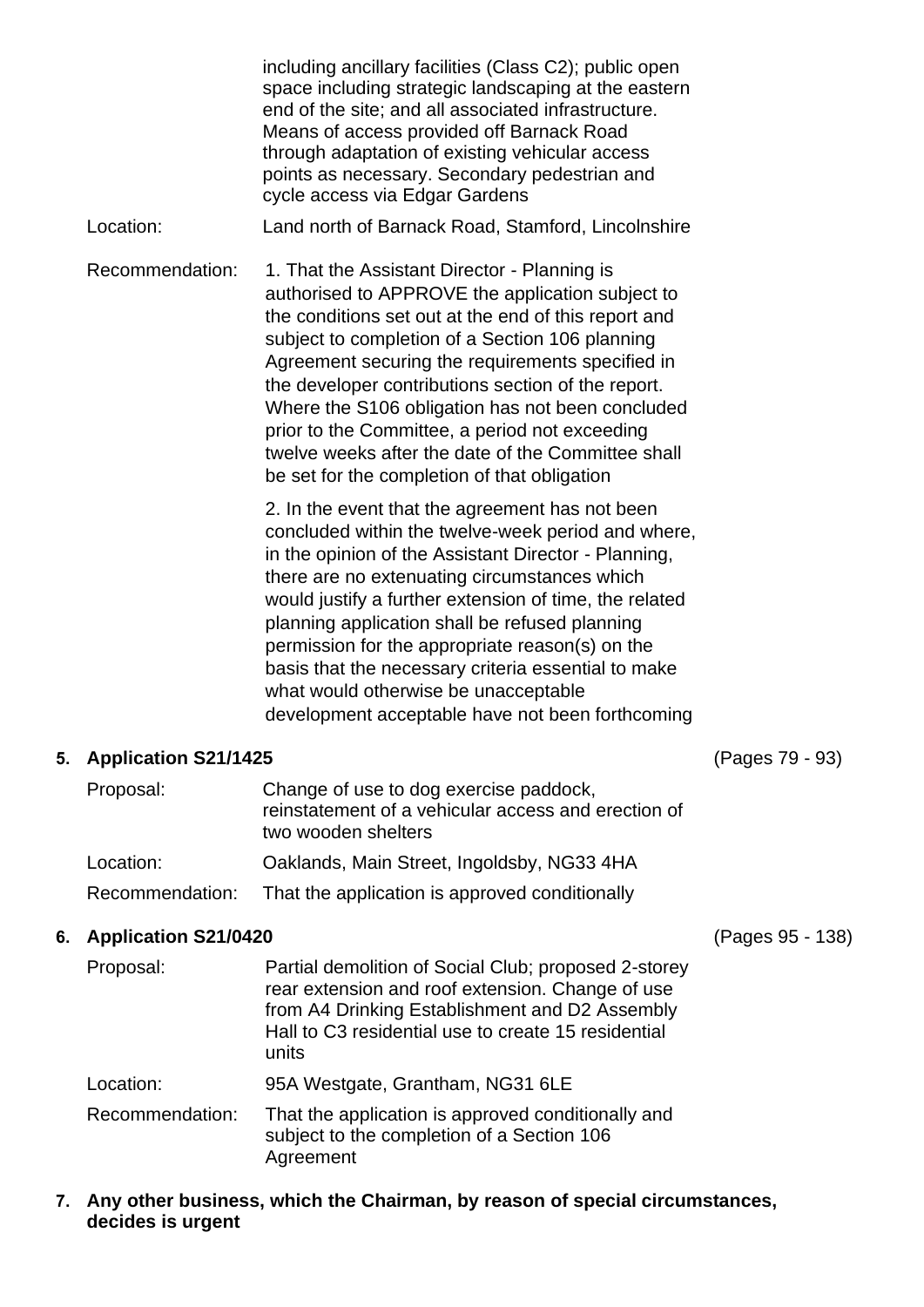including ancillary facilities (Class C2); public open space including strategic landscaping at the eastern end of the site; and all associated infrastructure. Means of access provided off Barnack Road through adaptation of existing vehicular access points as necessary. Secondary pedestrian and cycle access via Edgar Gardens

| | |
|---|---|
| Location: | Land north of Barnack Road, Stamford, Lincolnshire |
| Recommendation: | 1. That the Assistant Director - Planning is authorised to APPROVE the application subject to the conditions set out at the end of this report and subject to completion of a Section 106 planning Agreement securing the requirements specified in the developer contributions section of the report. Where the S106 obligation has not been concluded prior to the Committee, a period not exceeding twelve weeks after the date of the Committee shall be set for the completion of that obligation<br><br>2. In the event that the agreement has not been concluded within the twelve-week period and where, in the opinion of the Assistant Director - Planning, there are no extenuating circumstances which would justify a further extension of time, the related planning application shall be refused planning permission for the appropriate reason(s) on the basis that the necessary criteria essential to make what would otherwise be unacceptable development acceptable have not been forthcoming |

**5. Application S21/1425** (Pages 79 - 93)

| | |
|---|---|
| Proposal: | Change of use to dog exercise paddock, reinstatement of a vehicular access and erection of two wooden shelters |
| Location: | Oaklands, Main Street, Ingoldsby, NG33 4HA |
| Recommendation: | That the application is approved conditionally |

**6. Application S21/0420** (Pages 95 - 138)

| | |
|---|---|
| Proposal: | Partial demolition of Social Club; proposed 2-storey rear extension and roof extension. Change of use from A4 Drinking Establishment and D2 Assembly Hall to C3 residential use to create 15 residential units |
| Location: | 95A Westgate, Grantham, NG31 6LE |
| Recommendation: | That the application is approved conditionally and subject to the completion of a Section 106 Agreement |

**7. Any other business, which the Chairman, by reason of special circumstances, decides is urgent**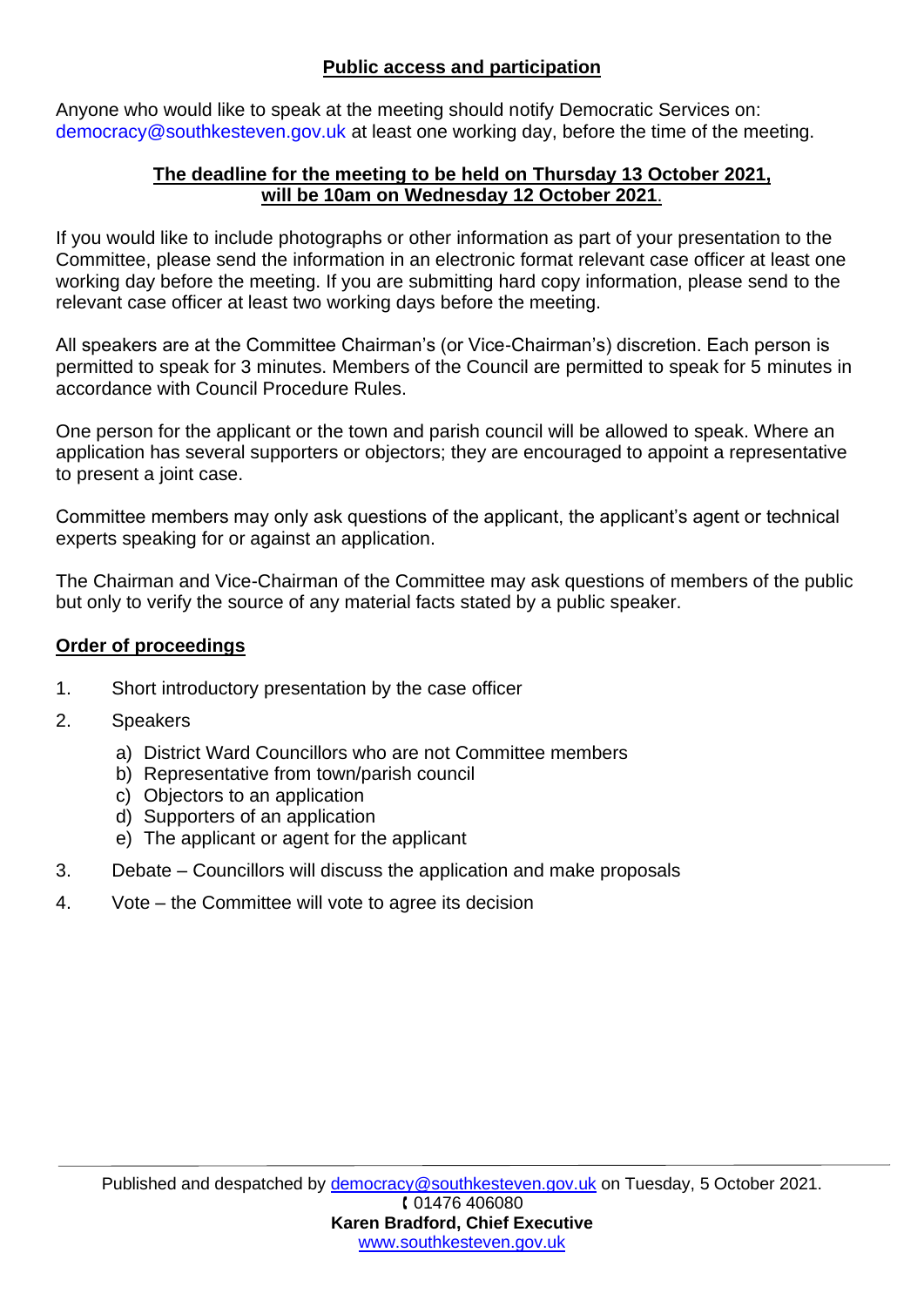## Public access and participation

Anyone who would like to speak at the meeting should notify Democratic Services on: democracy@southkesteven.gov.uk at least one working day, before the time of the meeting.

**The deadline for the meeting to be held on Thursday 13 October 2021, will be 10am on Wednesday 12 October 2021**.

If you would like to include photographs or other information as part of your presentation to the Committee, please send the information in an electronic format relevant case officer at least one working day before the meeting. If you are submitting hard copy information, please send to the relevant case officer at least two working days before the meeting.

All speakers are at the Committee Chairman's (or Vice-Chairman's) discretion. Each person is permitted to speak for 3 minutes. Members of the Council are permitted to speak for 5 minutes in accordance with Council Procedure Rules.

One person for the applicant or the town and parish council will be allowed to speak. Where an application has several supporters or objectors; they are encouraged to appoint a representative to present a joint case.

Committee members may only ask questions of the applicant, the applicant's agent or technical experts speaking for or against an application.

The Chairman and Vice-Chairman of the Committee may ask questions of members of the public but only to verify the source of any material facts stated by a public speaker.

## Order of proceedings

1. Short introductory presentation by the case officer
2. Speakers
   a) District Ward Councillors who are not Committee members
   b) Representative from town/parish council
   c) Objectors to an application
   d) Supporters of an application
   e) The applicant or agent for the applicant
3. Debate – Councillors will discuss the application and make proposals
4. Vote – the Committee will vote to agree its decision

Published and despatched by democracy@southkesteven.gov.uk on Tuesday, 5 October 2021.
01476 406080
**Karen Bradford, Chief Executive**
www.southkesteven.gov.uk